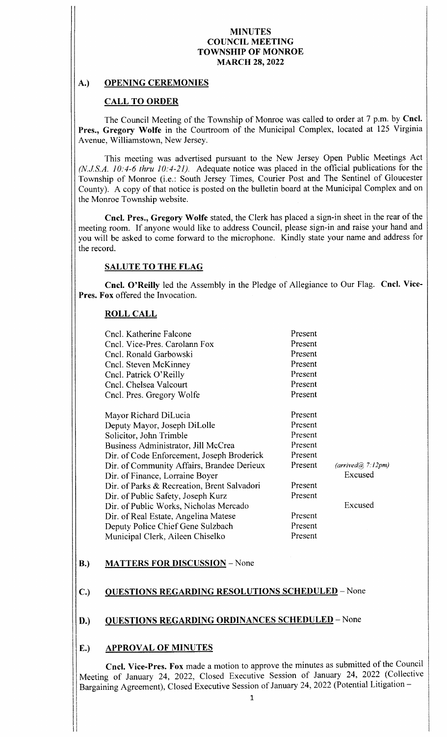# MINUTES
# COUNCIL MEETING
# TOWNSHIP OF MONROE
# MARCH 28, 2022

## A.) OPENING CEREMONIES

### CALL TO ORDER

The Council Meeting of the Township of Monroe was called to order at 7 p.m. by **Cncl. Pres., Gregory Wolfe** in the Courtroom of the Municipal Complex, located at 125 Virginia Avenue, Williamstown, New Jersey.

This meeting was advertised pursuant to the New Jersey Open Public Meetings Act *(N.J.S.A. 10:4-6 thru 10:4-21).* Adequate notice was placed in the official publications for the Township of Monroe (i.e.: South Jersey Times, Courier Post and The Sentinel of Gloucester County). A copy of that notice is posted on the bulletin board at the Municipal Complex and on the Monroe Township website.

**Cncl. Pres., Gregory Wolfe** stated, the Clerk has placed a sign-in sheet in the rear of the meeting room. If anyone would like to address Council, please sign-in and raise your hand and you will be asked to come forward to the microphone. Kindly state your name and address for the record.

### SALUTE TO THE FLAG

**Cncl. O'Reilly** led the Assembly in the Pledge of Allegiance to Our Flag. **Cncl. Vice-Pres. Fox** offered the Invocation.

### ROLL CALL

| | | |
|---|---|---|
| Cncl. Katherine Falcone | Present | |
| Cncl. Vice-Pres. Carolann Fox | Present | |
| Cncl. Ronald Garbowski | Present | |
| Cncl. Steven McKinney | Present | |
| Cncl. Patrick O'Reilly | Present | |
| Cncl. Chelsea Valcourt | Present | |
| Cncl. Pres. Gregory Wolfe | Present | |
| | | |
| Mayor Richard DiLucia | Present | |
| Deputy Mayor, Joseph DiLolle | Present | |
| Solicitor, John Trimble | Present | |
| Business Administrator, Jill McCrea | Present | |
| Dir. of Code Enforcement, Joseph Broderick | Present | |
| Dir. of Community Affairs, Brandee Derieux | Present | *(arrived@ 7:12pm)* |
| Dir. of Finance, Lorraine Boyer | | Excused |
| Dir. of Parks & Recreation, Brent Salvadori | Present | |
| Dir. of Public Safety, Joseph Kurz | Present | |
| Dir. of Public Works, Nicholas Mercado | | Excused |
| Dir. of Real Estate, Angelina Matese | Present | |
| Deputy Police Chief Gene Sulzbach | Present | |
| Municipal Clerk, Aileen Chiselko | Present | |

## B.) MATTERS FOR DISCUSSION – None

## C.) QUESTIONS REGARDING RESOLUTIONS SCHEDULED – None

## D.) QUESTIONS REGARDING ORDINANCES SCHEDULED – None

## E.) APPROVAL OF MINUTES

**Cncl. Vice-Pres. Fox** made a motion to approve the minutes as submitted of the Council Meeting of January 24, 2022, Closed Executive Session of January 24, 2022 (Collective Bargaining Agreement), Closed Executive Session of January 24, 2022 (Potential Litigation –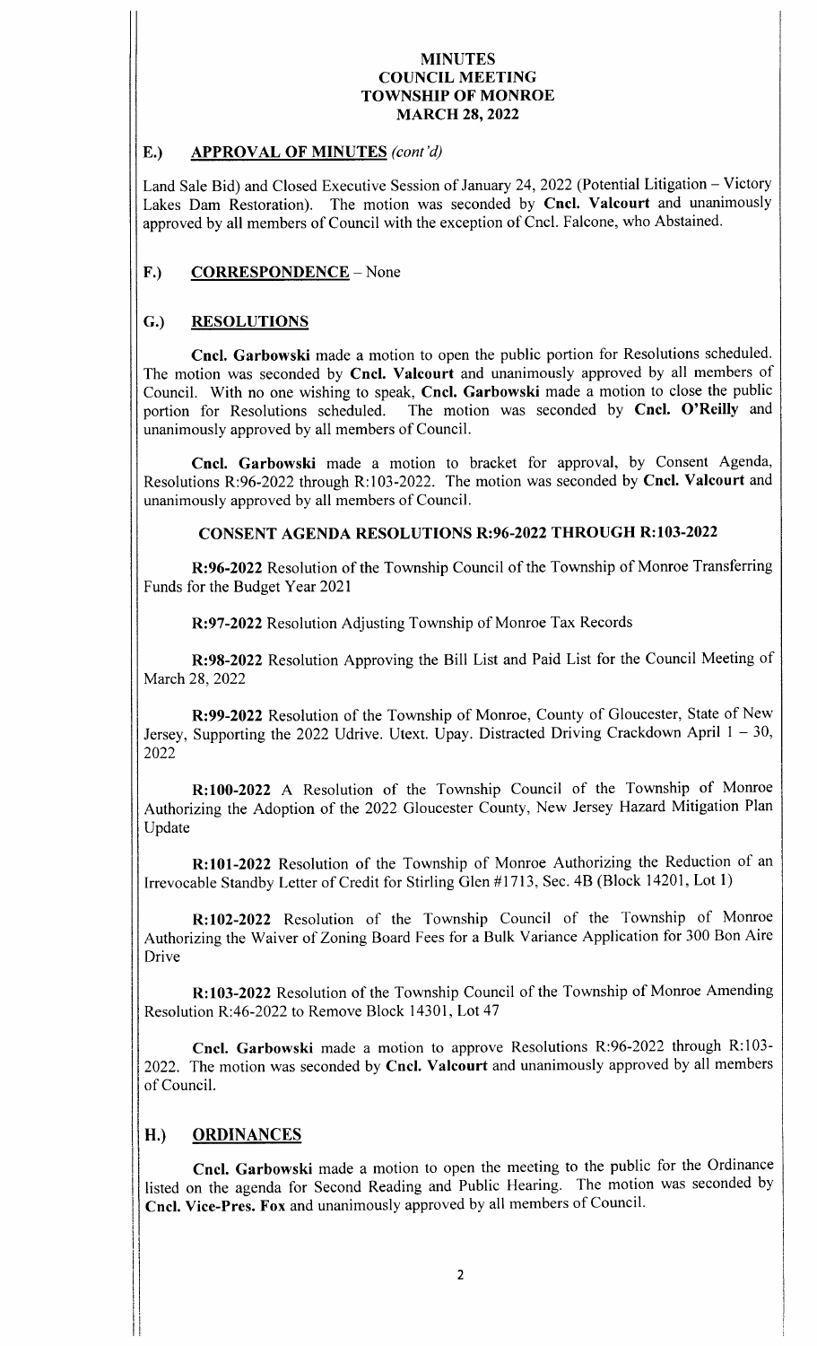# MINUTES
# COUNCIL MEETING
# TOWNSHIP OF MONROE
# MARCH 28, 2022

## E.) APPROVAL OF MINUTES *(cont'd)*

Land Sale Bid) and Closed Executive Session of January 24, 2022 (Potential Litigation – Victory Lakes Dam Restoration). The motion was seconded by **Cncl. Valcourt** and unanimously approved by all members of Council with the exception of Cncl. Falcone, who Abstained.

## F.) CORRESPONDENCE – None

## G.) RESOLUTIONS

**Cncl. Garbowski** made a motion to open the public portion for Resolutions scheduled. The motion was seconded by **Cncl. Valcourt** and unanimously approved by all members of Council. With no one wishing to speak, **Cncl. Garbowski** made a motion to close the public portion for Resolutions scheduled. The motion was seconded by **Cncl. O'Reilly** and unanimously approved by all members of Council.

**Cncl. Garbowski** made a motion to bracket for approval, by Consent Agenda, Resolutions R:96-2022 through R:103-2022. The motion was seconded by **Cncl. Valcourt** and unanimously approved by all members of Council.

### CONSENT AGENDA RESOLUTIONS R:96-2022 THROUGH R:103-2022

**R:96-2022** Resolution of the Township Council of the Township of Monroe Transferring Funds for the Budget Year 2021

**R:97-2022** Resolution Adjusting Township of Monroe Tax Records

**R:98-2022** Resolution Approving the Bill List and Paid List for the Council Meeting of March 28, 2022

**R:99-2022** Resolution of the Township of Monroe, County of Gloucester, State of New Jersey, Supporting the 2022 Udrive. Utext. Upay. Distracted Driving Crackdown April 1 – 30, 2022

**R:100-2022** A Resolution of the Township Council of the Township of Monroe Authorizing the Adoption of the 2022 Gloucester County, New Jersey Hazard Mitigation Plan Update

**R:101-2022** Resolution of the Township of Monroe Authorizing the Reduction of an Irrevocable Standby Letter of Credit for Stirling Glen #1713, Sec. 4B (Block 14201, Lot 1)

**R:102-2022** Resolution of the Township Council of the Township of Monroe Authorizing the Waiver of Zoning Board Fees for a Bulk Variance Application for 300 Bon Aire Drive

**R:103-2022** Resolution of the Township Council of the Township of Monroe Amending Resolution R:46-2022 to Remove Block 14301, Lot 47

**Cncl. Garbowski** made a motion to approve Resolutions R:96-2022 through R:103-2022. The motion was seconded by **Cncl. Valcourt** and unanimously approved by all members of Council.

## H.) ORDINANCES

**Cncl. Garbowski** made a motion to open the meeting to the public for the Ordinance listed on the agenda for Second Reading and Public Hearing. The motion was seconded by **Cncl. Vice-Pres. Fox** and unanimously approved by all members of Council.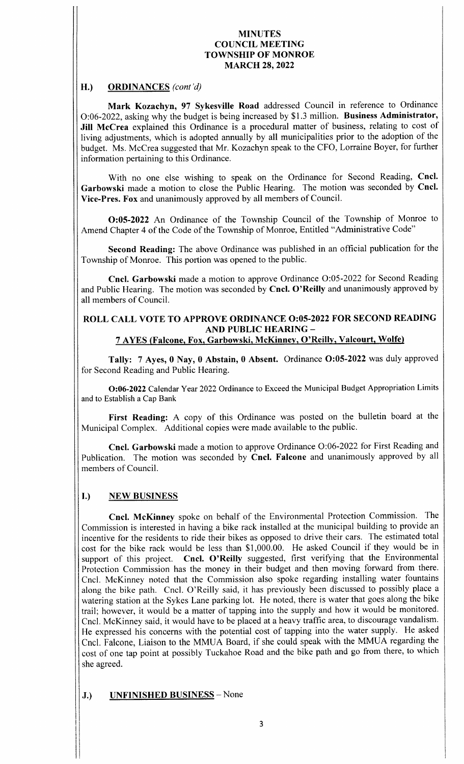## H.) ORDINANCES *(cont'd)*

**Mark Kozachyn, 97 Sykesville Road** addressed Council in reference to Ordinance O:06-2022, asking why the budget is being increased by $1.3 million. **Business Administrator, Jill McCrea** explained this Ordinance is a procedural matter of business, relating to cost of living adjustments, which is adopted annually by all municipalities prior to the adoption of the budget. Ms. McCrea suggested that Mr. Kozachyn speak to the CFO, Lorraine Boyer, for further information pertaining to this Ordinance.

With no one else wishing to speak on the Ordinance for Second Reading, **Cncl. Garbowski** made a motion to close the Public Hearing. The motion was seconded by **Cncl. Vice-Pres. Fox** and unanimously approved by all members of Council.

**O:05-2022** An Ordinance of the Township Council of the Township of Monroe to Amend Chapter 4 of the Code of the Township of Monroe, Entitled "Administrative Code"

**Second Reading:** The above Ordinance was published in an official publication for the Township of Monroe. This portion was opened to the public.

**Cncl. Garbowski** made a motion to approve Ordinance O:05-2022 for Second Reading and Public Hearing. The motion was seconded by **Cncl. O'Reilly** and unanimously approved by all members of Council.

**ROLL CALL VOTE TO APPROVE ORDINANCE O:05-2022 FOR SECOND READING AND PUBLIC HEARING –**
**7 AYES (Falcone, Fox, Garbowski, McKinney, O'Reilly, Valcourt, Wolfe)**

**Tally: 7 Ayes, 0 Nay, 0 Abstain, 0 Absent.** Ordinance **O:05-2022** was duly approved for Second Reading and Public Hearing.

**O:06-2022** Calendar Year 2022 Ordinance to Exceed the Municipal Budget Appropriation Limits and to Establish a Cap Bank

**First Reading:** A copy of this Ordinance was posted on the bulletin board at the Municipal Complex. Additional copies were made available to the public.

**Cncl. Garbowski** made a motion to approve Ordinance O:06-2022 for First Reading and Publication. The motion was seconded by **Cncl. Falcone** and unanimously approved by all members of Council.

## I.) NEW BUSINESS

**Cncl. McKinney** spoke on behalf of the Environmental Protection Commission. The Commission is interested in having a bike rack installed at the municipal building to provide an incentive for the residents to ride their bikes as opposed to drive their cars. The estimated total cost for the bike rack would be less than $1,000.00. He asked Council if they would be in support of this project. **Cncl. O'Reilly** suggested, first verifying that the Environmental Protection Commission has the money in their budget and then moving forward from there. Cncl. McKinney noted that the Commission also spoke regarding installing water fountains along the bike path. Cncl. O'Reilly said, it has previously been discussed to possibly place a watering station at the Sykes Lane parking lot. He noted, there is water that goes along the bike trail; however, it would be a matter of tapping into the supply and how it would be monitored. Cncl. McKinney said, it would have to be placed at a heavy traffic area, to discourage vandalism. He expressed his concerns with the potential cost of tapping into the water supply. He asked Cncl. Falcone, Liaison to the MMUA Board, if she could speak with the MMUA regarding the cost of one tap point at possibly Tuckahoe Road and the bike path and go from there, to which she agreed.

## J.) UNFINISHED BUSINESS – None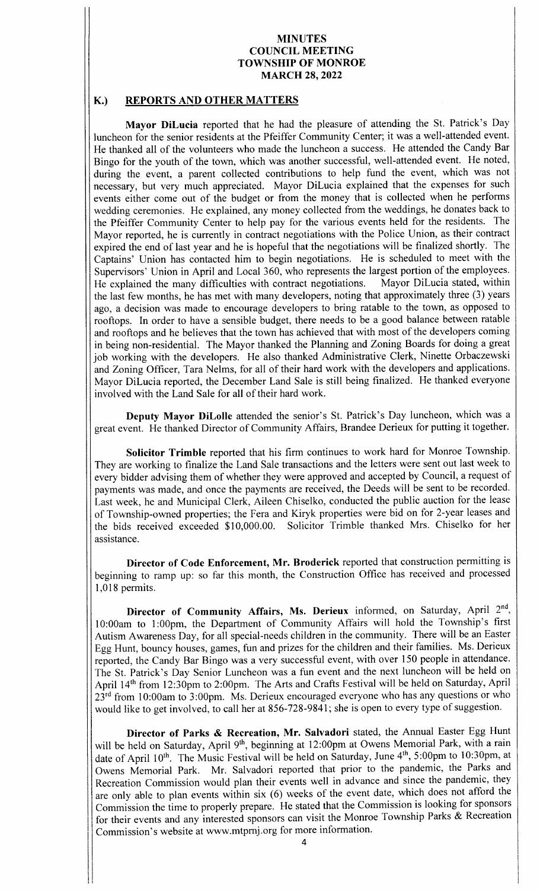# MINUTES
# COUNCIL MEETING
# TOWNSHIP OF MONROE
# MARCH 28, 2022

## K.) REPORTS AND OTHER MATTERS

**Mayor DiLucia** reported that he had the pleasure of attending the St. Patrick's Day luncheon for the senior residents at the Pfeiffer Community Center; it was a well-attended event. He thanked all of the volunteers who made the luncheon a success. He attended the Candy Bar Bingo for the youth of the town, which was another successful, well-attended event. He noted, during the event, a parent collected contributions to help fund the event, which was not necessary, but very much appreciated. Mayor DiLucia explained that the expenses for such events either come out of the budget or from the money that is collected when he performs wedding ceremonies. He explained, any money collected from the weddings, he donates back to the Pfeiffer Community Center to help pay for the various events held for the residents. The Mayor reported, he is currently in contract negotiations with the Police Union, as their contract expired the end of last year and he is hopeful that the negotiations will be finalized shortly. The Captains' Union has contacted him to begin negotiations. He is scheduled to meet with the Supervisors' Union in April and Local 360, who represents the largest portion of the employees. He explained the many difficulties with contract negotiations. Mayor DiLucia stated, within the last few months, he has met with many developers, noting that approximately three (3) years ago, a decision was made to encourage developers to bring ratable to the town, as opposed to rooftops. In order to have a sensible budget, there needs to be a good balance between ratable and rooftops and he believes that the town has achieved that with most of the developers coming in being non-residential. The Mayor thanked the Planning and Zoning Boards for doing a great job working with the developers. He also thanked Administrative Clerk, Ninette Orbaczewski and Zoning Officer, Tara Nelms, for all of their hard work with the developers and applications. Mayor DiLucia reported, the December Land Sale is still being finalized. He thanked everyone involved with the Land Sale for all of their hard work.

**Deputy Mayor DiLolle** attended the senior's St. Patrick's Day luncheon, which was a great event. He thanked Director of Community Affairs, Brandee Derieux for putting it together.

**Solicitor Trimble** reported that his firm continues to work hard for Monroe Township. They are working to finalize the Land Sale transactions and the letters were sent out last week to every bidder advising them of whether they were approved and accepted by Council, a request of payments was made, and once the payments are received, the Deeds will be sent to be recorded. Last week, he and Municipal Clerk, Aileen Chiselko, conducted the public auction for the lease of Township-owned properties; the Fera and Kiryk properties were bid on for 2-year leases and the bids received exceeded $10,000.00. Solicitor Trimble thanked Mrs. Chiselko for her assistance.

**Director of Code Enforcement, Mr. Broderick** reported that construction permitting is beginning to ramp up: so far this month, the Construction Office has received and processed 1,018 permits.

**Director of Community Affairs, Ms. Derieux** informed, on Saturday, April 2nd, 10:00am to 1:00pm, the Department of Community Affairs will hold the Township's first Autism Awareness Day, for all special-needs children in the community. There will be an Easter Egg Hunt, bouncy houses, games, fun and prizes for the children and their families. Ms. Derieux reported, the Candy Bar Bingo was a very successful event, with over 150 people in attendance. The St. Patrick's Day Senior Luncheon was a fun event and the next luncheon will be held on April 14th from 12:30pm to 2:00pm. The Arts and Crafts Festival will be held on Saturday, April 23rd from 10:00am to 3:00pm. Ms. Derieux encouraged everyone who has any questions or who would like to get involved, to call her at 856-728-9841; she is open to every type of suggestion.

**Director of Parks & Recreation, Mr. Salvadori** stated, the Annual Easter Egg Hunt will be held on Saturday, April 9th, beginning at 12:00pm at Owens Memorial Park, with a rain date of April 10th. The Music Festival will be held on Saturday, June 4th, 5:00pm to 10:30pm, at Owens Memorial Park. Mr. Salvadori reported that prior to the pandemic, the Parks and Recreation Commission would plan their events well in advance and since the pandemic, they are only able to plan events within six (6) weeks of the event date, which does not afford the Commission the time to properly prepare. He stated that the Commission is looking for sponsors for their events and any interested sponsors can visit the Monroe Township Parks & Recreation Commission's website at www.mtprnj.org for more information.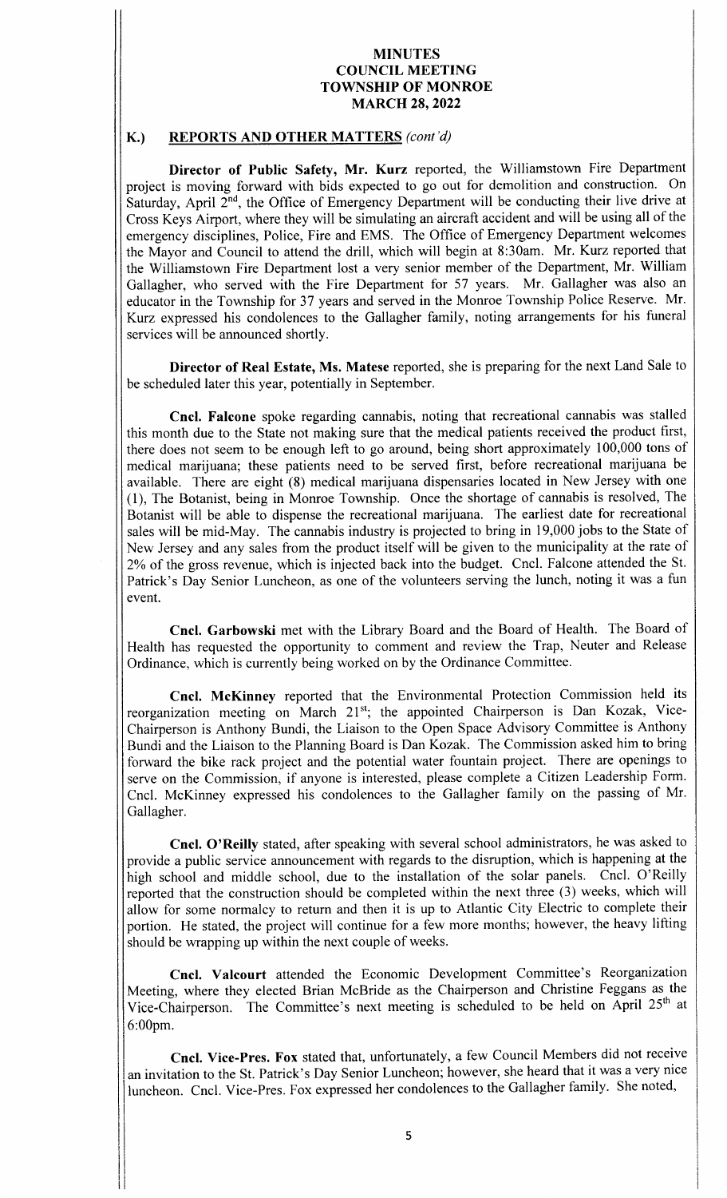**MINUTES**
**COUNCIL MEETING**
**TOWNSHIP OF MONROE**
**MARCH 28, 2022**

## K.) REPORTS AND OTHER MATTERS *(cont'd)*

**Director of Public Safety, Mr. Kurz** reported, the Williamstown Fire Department project is moving forward with bids expected to go out for demolition and construction. On Saturday, April 2nd, the Office of Emergency Department will be conducting their live drive at Cross Keys Airport, where they will be simulating an aircraft accident and will be using all of the emergency disciplines, Police, Fire and EMS. The Office of Emergency Department welcomes the Mayor and Council to attend the drill, which will begin at 8:30am. Mr. Kurz reported that the Williamstown Fire Department lost a very senior member of the Department, Mr. William Gallagher, who served with the Fire Department for 57 years. Mr. Gallagher was also an educator in the Township for 37 years and served in the Monroe Township Police Reserve. Mr. Kurz expressed his condolences to the Gallagher family, noting arrangements for his funeral services will be announced shortly.

**Director of Real Estate, Ms. Matese** reported, she is preparing for the next Land Sale to be scheduled later this year, potentially in September.

**Cncl. Falcone** spoke regarding cannabis, noting that recreational cannabis was stalled this month due to the State not making sure that the medical patients received the product first, there does not seem to be enough left to go around, being short approximately 100,000 tons of medical marijuana; these patients need to be served first, before recreational marijuana be available. There are eight (8) medical marijuana dispensaries located in New Jersey with one (1), The Botanist, being in Monroe Township. Once the shortage of cannabis is resolved, The Botanist will be able to dispense the recreational marijuana. The earliest date for recreational sales will be mid-May. The cannabis industry is projected to bring in 19,000 jobs to the State of New Jersey and any sales from the product itself will be given to the municipality at the rate of 2% of the gross revenue, which is injected back into the budget. Cncl. Falcone attended the St. Patrick's Day Senior Luncheon, as one of the volunteers serving the lunch, noting it was a fun event.

**Cncl. Garbowski** met with the Library Board and the Board of Health. The Board of Health has requested the opportunity to comment and review the Trap, Neuter and Release Ordinance, which is currently being worked on by the Ordinance Committee.

**Cncl. McKinney** reported that the Environmental Protection Commission held its reorganization meeting on March 21st; the appointed Chairperson is Dan Kozak, Vice-Chairperson is Anthony Bundi, the Liaison to the Open Space Advisory Committee is Anthony Bundi and the Liaison to the Planning Board is Dan Kozak. The Commission asked him to bring forward the bike rack project and the potential water fountain project. There are openings to serve on the Commission, if anyone is interested, please complete a Citizen Leadership Form. Cncl. McKinney expressed his condolences to the Gallagher family on the passing of Mr. Gallagher.

**Cncl. O'Reilly** stated, after speaking with several school administrators, he was asked to provide a public service announcement with regards to the disruption, which is happening at the high school and middle school, due to the installation of the solar panels. Cncl. O'Reilly reported that the construction should be completed within the next three (3) weeks, which will allow for some normalcy to return and then it is up to Atlantic City Electric to complete their portion. He stated, the project will continue for a few more months; however, the heavy lifting should be wrapping up within the next couple of weeks.

**Cncl. Valcourt** attended the Economic Development Committee's Reorganization Meeting, where they elected Brian McBride as the Chairperson and Christine Feggans as the Vice-Chairperson. The Committee's next meeting is scheduled to be held on April 25th at 6:00pm.

**Cncl. Vice-Pres. Fox** stated that, unfortunately, a few Council Members did not receive an invitation to the St. Patrick's Day Senior Luncheon; however, she heard that it was a very nice luncheon. Cncl. Vice-Pres. Fox expressed her condolences to the Gallagher family. She noted,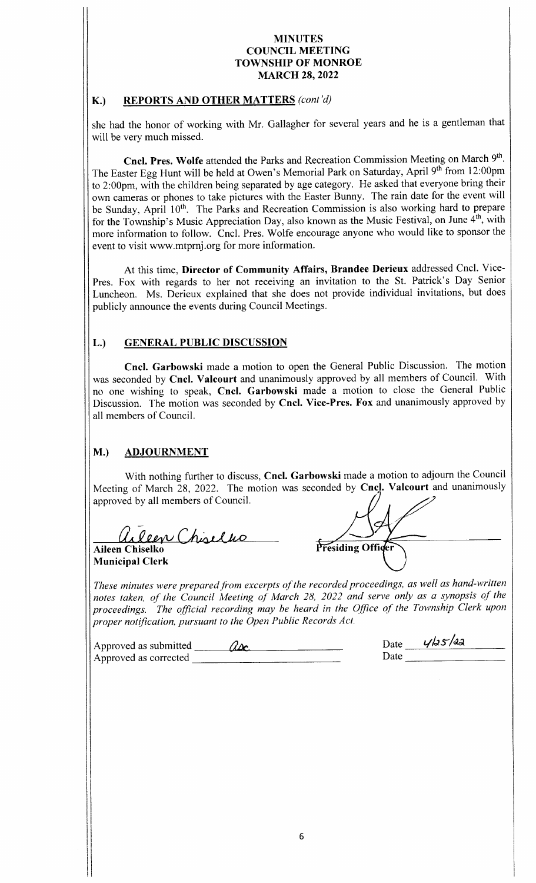**MINUTES**
**COUNCIL MEETING**
**TOWNSHIP OF MONROE**
**MARCH 28, 2022**

## K.) REPORTS AND OTHER MATTERS *(cont'd)*

she had the honor of working with Mr. Gallagher for several years and he is a gentleman that will be very much missed.

**Cncl. Pres. Wolfe** attended the Parks and Recreation Commission Meeting on March 9th. The Easter Egg Hunt will be held at Owen's Memorial Park on Saturday, April 9th from 12:00pm to 2:00pm, with the children being separated by age category. He asked that everyone bring their own cameras or phones to take pictures with the Easter Bunny. The rain date for the event will be Sunday, April 10th. The Parks and Recreation Commission is also working hard to prepare for the Township's Music Appreciation Day, also known as the Music Festival, on June 4th, with more information to follow. Cncl. Pres. Wolfe encourage anyone who would like to sponsor the event to visit www.mtprnj.org for more information.

At this time, **Director of Community Affairs, Brandee Derieux** addressed Cncl. Vice-Pres. Fox with regards to her not receiving an invitation to the St. Patrick's Day Senior Luncheon. Ms. Derieux explained that she does not provide individual invitations, but does publicly announce the events during Council Meetings.

## L.) GENERAL PUBLIC DISCUSSION

**Cncl. Garbowski** made a motion to open the General Public Discussion. The motion was seconded by **Cncl. Valcourt** and unanimously approved by all members of Council. With no one wishing to speak, **Cncl. Garbowski** made a motion to close the General Public Discussion. The motion was seconded by **Cncl. Vice-Pres. Fox** and unanimously approved by all members of Council.

## M.) ADJOURNMENT

With nothing further to discuss, **Cncl. Garbowski** made a motion to adjourn the Council Meeting of March 28, 2022. The motion was seconded by **Cncl. Valcourt** and unanimously approved by all members of Council.

Aileen Chiselko

**Aileen Chiselko**
**Municipal Clerk**

**Presiding Officer**

*These minutes were prepared from excerpts of the recorded proceedings, as well as hand-written notes taken, of the Council Meeting of March 28, 2022 and serve only as a synopsis of the proceedings. The official recording may be heard in the Office of the Township Clerk upon proper notification, pursuant to the Open Public Records Act.*

Approved as submitted ___ac___ Date ___4/25/22___
Approved as corrected ________ Date ________